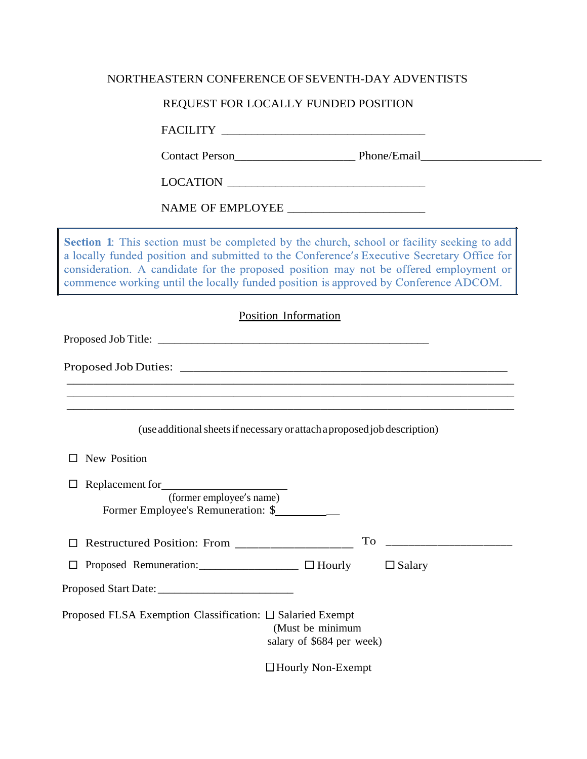NORTHEASTERN CONFERENCE OF SEVENTH-DAY ADVENTISTS

REQUEST FOR LOCALLY FUNDED POSITION

FACILITY ________________________________

Contact Person___________________ Phone/Email___________________

LOCATION ________________________________

NAME OF EMPLOYEE _____________________

> **Section 1**: This section must be completed by the church, school or facility seeking to add a locally funded position and submitted to the Conference's Executive Secretary Office for consideration. A candidate for the proposed position may not be offered employment or commence working until the locally funded position is approved by Conference ADCOM.

## Position Information

Proposed Job Title: ____________________________________________

Proposed Job Duties: ____________________________________________________
______________________________________________________________________
______________________________________________________________________
______________________________________________________________________

(use additional sheets if necessary or attach a proposed job description)

☐ New Position

☐ Replacement for____________________
(former employee's name)
Former Employee's Remuneration: $___________

☐ Restructured Position: From __________________ To ____________________

☐ Proposed Remuneration:________________ ☐ Hourly ☐ Salary

Proposed Start Date:______________________

Proposed FLSA Exemption Classification: ☐ Salaried Exempt (Must be minimum salary of $684 per week)

☐ Hourly Non-Exempt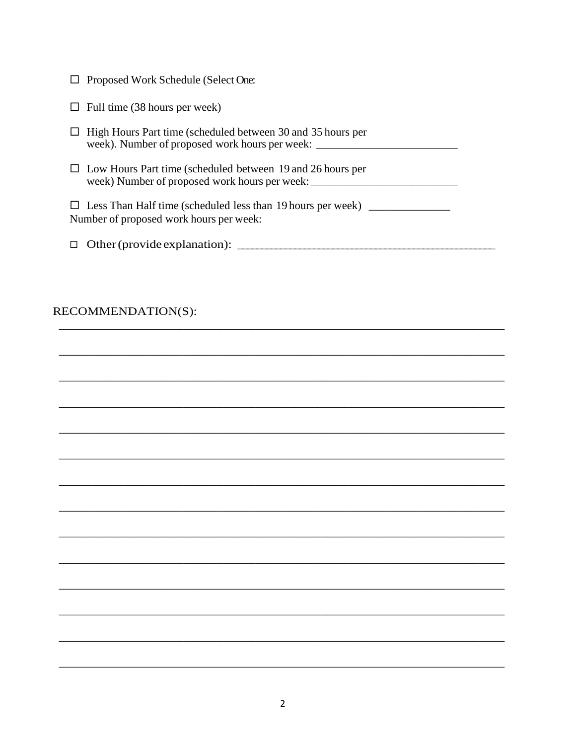☐ Proposed Work Schedule (Select One:

☐ Full time (38 hours per week)

☐ High Hours Part time (scheduled between 30 and 35 hours per week). Number of proposed work hours per week: _________________________

☐ Low Hours Part time (scheduled between 19 and 26 hours per week) Number of proposed work hours per week: _________________________

☐ Less Than Half time (scheduled less than 19 hours per week) ______________
Number of proposed work hours per week:

☐ Other (provide explanation): _____________________________________________

RECOMMENDATION(S):

___________________________________________________________________________

___________________________________________________________________________

___________________________________________________________________________

___________________________________________________________________________

___________________________________________________________________________

___________________________________________________________________________

___________________________________________________________________________

___________________________________________________________________________

___________________________________________________________________________

___________________________________________________________________________

___________________________________________________________________________

___________________________________________________________________________

___________________________________________________________________________

___________________________________________________________________________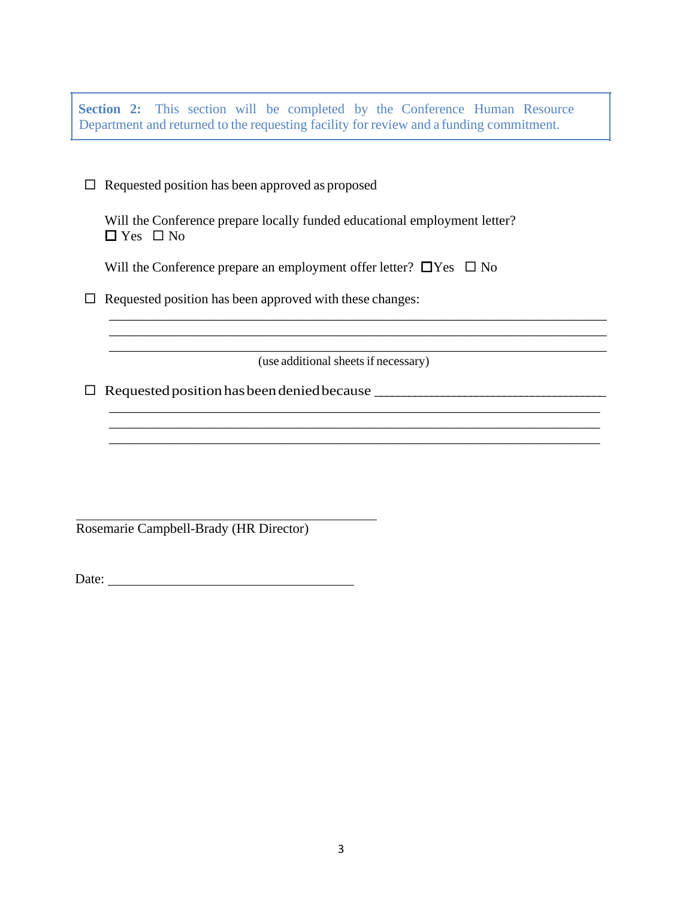**Section 2:** This section will be completed by the Conference Human Resource Department and returned to the requesting facility for review and a funding commitment.

☐ Requested position has been approved as proposed

Will the Conference prepare locally funded educational employment letter?
☐ Yes ☐ No

Will the Conference prepare an employment offer letter? ☐Yes ☐ No

☐ Requested position has been approved with these changes:

_______________________________________________________________________

_______________________________________________________________________

_______________________________________________________________________

(use additional sheets if necessary)

☐ Requested position has been denied because ________________________________

_______________________________________________________________________

_______________________________________________________________________

_______________________________________________________________________

______________________________________

Rosemarie Campbell-Brady (HR Director)

Date: ________________________________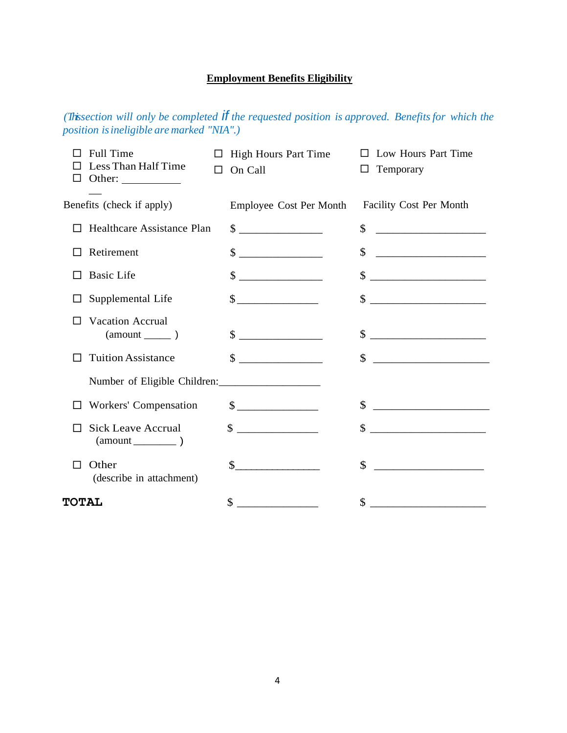**Employment Benefits Eligibility**

*(This section will only be completed if the requested position is approved. Benefits for which the position is ineligible are marked "NIA".)*

☐ Full Time  
☐ Less Than Half Time  
☐ Other: ___________

☐ High Hours Part Time  
☐ On Call

☐ Low Hours Part Time  
☐ Temporary

| Benefits (check if apply) | Employee Cost Per Month | Facility Cost Per Month |
|---|---|---|
| ☐ Healthcare Assistance Plan | $ _______________ | $ ____________________ |
| ☐ Retirement | $ _______________ | $ ____________________ |
| ☐ Basic Life | $ _______________ | $ ____________________ |
| ☐ Supplemental Life | $ _______________ | $ ____________________ |
| ☐ Vacation Accrual (amount _____ ) | $ _______________ | $ ____________________ |
| ☐ Tuition Assistance | $ _______________ | $ ____________________ |
| Number of Eligible Children: __________________ | | |
| ☐ Workers' Compensation | $ _______________ | $ ____________________ |
| ☐ Sick Leave Accrual (amount ________ ) | $ _______________ | $ ____________________ |
| ☐ Other (describe in attachment) | $ _______________ | $ ____________________ |
| **TOTAL** | $ _______________ | $ ____________________ |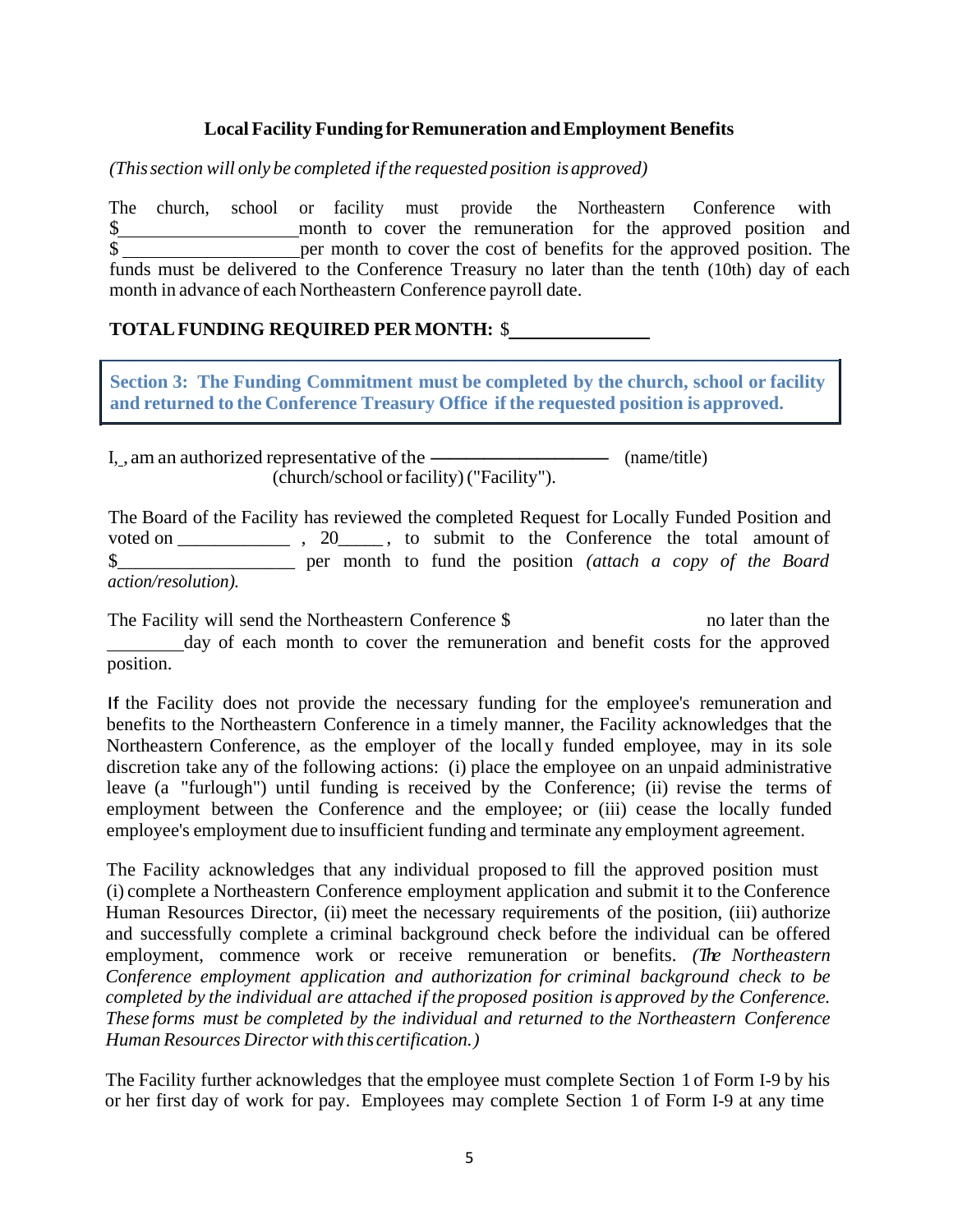### Local Facility Funding for Remuneration and Employment Benefits

*(This section will only be completed if the requested position is approved)*

The church, school or facility must provide the Northeastern Conference with $\_\_\_\_\_\_\_\_\_\_\_\_\_\_\_\_\_\_\_\_month to cover the remuneration for the approved position and $ \_\_\_\_\_\_\_\_\_\_\_\_\_\_\_\_\_\_\_\_per month to cover the cost of benefits for the approved position. The funds must be delivered to the Conference Treasury no later than the tenth (10th) day of each month in advance of each Northeastern Conference payroll date.

**TOTAL FUNDING REQUIRED PER MONTH:** $\_\_\_\_\_\_\_\_\_\_\_\_\_\_\_\_

**Section 3: The Funding Commitment must be completed by the church, school or facility and returned to the Conference Treasury Office if the requested position is approved.**

I, , am an authorized representative of the \_\_\_\_\_\_\_\_\_\_\_\_\_\_\_\_\_\_\_\_ (name/title) (church/school or facility) ("Facility").

The Board of the Facility has reviewed the completed Request for Locally Funded Position and voted on \_\_\_\_\_\_\_\_\_\_\_\_ , 20\_\_\_\_\_ , to submit to the Conference the total amount of $\_\_\_\_\_\_\_\_\_\_\_\_\_\_\_\_\_\_\_ per month to fund the position *(attach a copy of the Board action/resolution).*

The Facility will send the Northeastern Conference $ no later than the \_\_\_\_\_\_\_\_day of each month to cover the remuneration and benefit costs for the approved position.

If the Facility does not provide the necessary funding for the employee's remuneration and benefits to the Northeastern Conference in a timely manner, the Facility acknowledges that the Northeastern Conference, as the employer of the locally funded employee, may in its sole discretion take any of the following actions: (i) place the employee on an unpaid administrative leave (a "furlough") until funding is received by the Conference; (ii) revise the terms of employment between the Conference and the employee; or (iii) cease the locally funded employee's employment due to insufficient funding and terminate any employment agreement.

The Facility acknowledges that any individual proposed to fill the approved position must (i) complete a Northeastern Conference employment application and submit it to the Conference Human Resources Director, (ii) meet the necessary requirements of the position, (iii) authorize and successfully complete a criminal background check before the individual can be offered employment, commence work or receive remuneration or benefits. *(The Northeastern Conference employment application and authorization for criminal background check to be completed by the individual are attached if the proposed position is approved by the Conference. These forms must be completed by the individual and returned to the Northeastern Conference Human Resources Director with this certification.)*

The Facility further acknowledges that the employee must complete Section 1 of Form I-9 by his or her first day of work for pay. Employees may complete Section 1 of Form I-9 at any time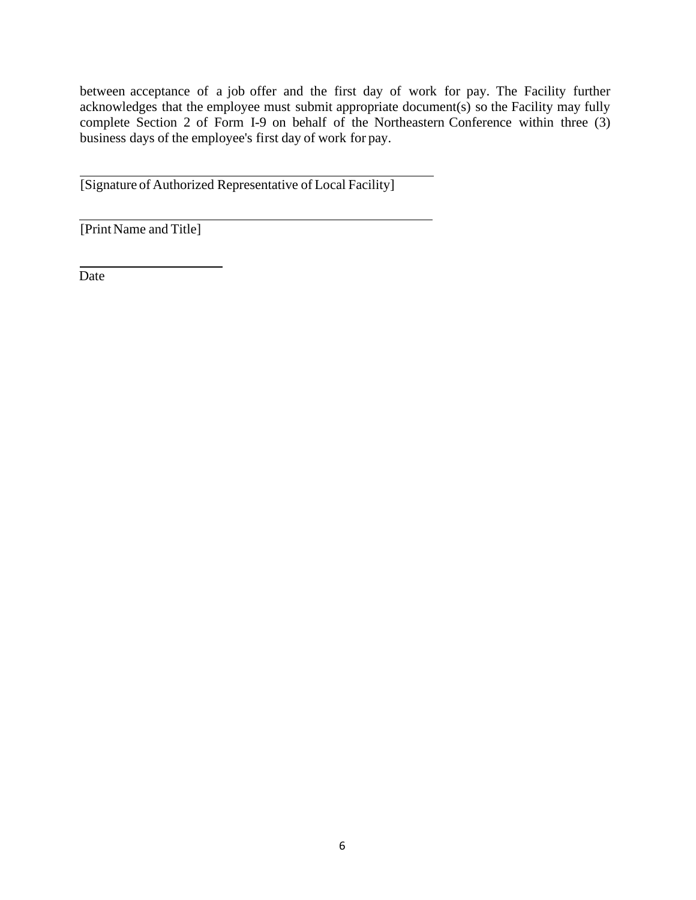between acceptance of a job offer and the first day of work for pay. The Facility further acknowledges that the employee must submit appropriate document(s) so the Facility may fully complete Section 2 of Form I-9 on behalf of the Northeastern Conference within three (3) business days of the employee's first day of work for pay.

______________________________________________

[Signature of Authorized Representative of Local Facility]

______________________________________________

[Print Name and Title]

____________________

Date